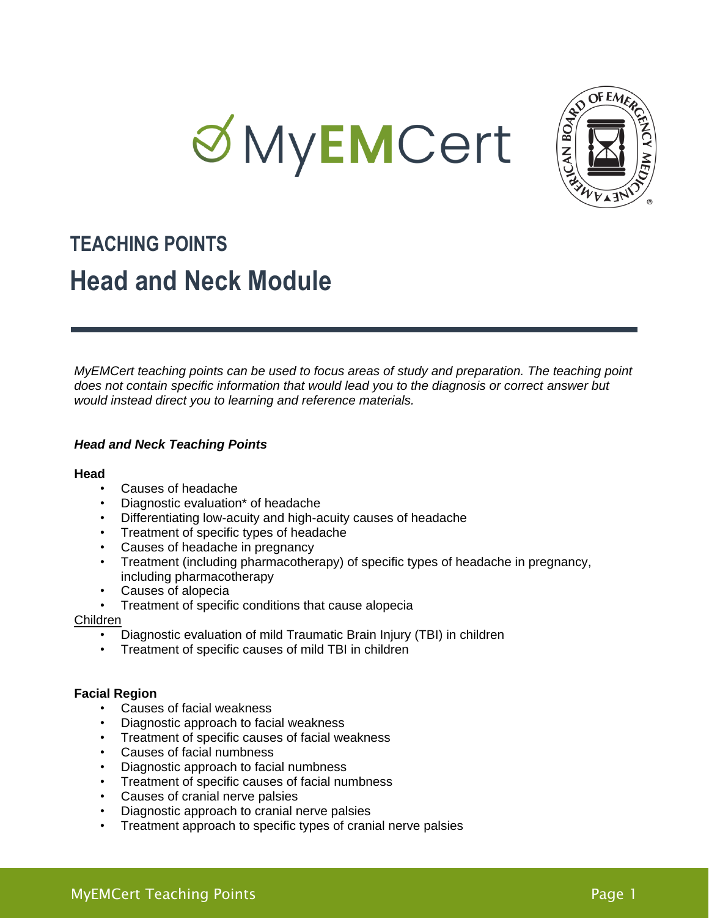# TEACHING POINTS

## Head and Neck Module

*MyEMCert teaching points can be used to focus areas of study and preparation. The teaching point does not contain specific information that would lead you to the diagnosis or correct answer but would instead direct you to learning and reference materials.*

***Head and Neck Teaching Points***

**Head**

- Causes of headache
- Diagnostic evaluation* of headache
- Differentiating low-acuity and high-acuity causes of headache
- Treatment of specific types of headache
- Causes of headache in pregnancy
- Treatment (including pharmacotherapy) of specific types of headache in pregnancy, including pharmacotherapy
- Causes of alopecia
- Treatment of specific conditions that cause alopecia

<u>Children</u>

- Diagnostic evaluation of mild Traumatic Brain Injury (TBI) in children
- Treatment of specific causes of mild TBI in children

**Facial Region**

- Causes of facial weakness
- Diagnostic approach to facial weakness
- Treatment of specific causes of facial weakness
- Causes of facial numbness
- Diagnostic approach to facial numbness
- Treatment of specific causes of facial numbness
- Causes of cranial nerve palsies
- Diagnostic approach to cranial nerve palsies
- Treatment approach to specific types of cranial nerve palsies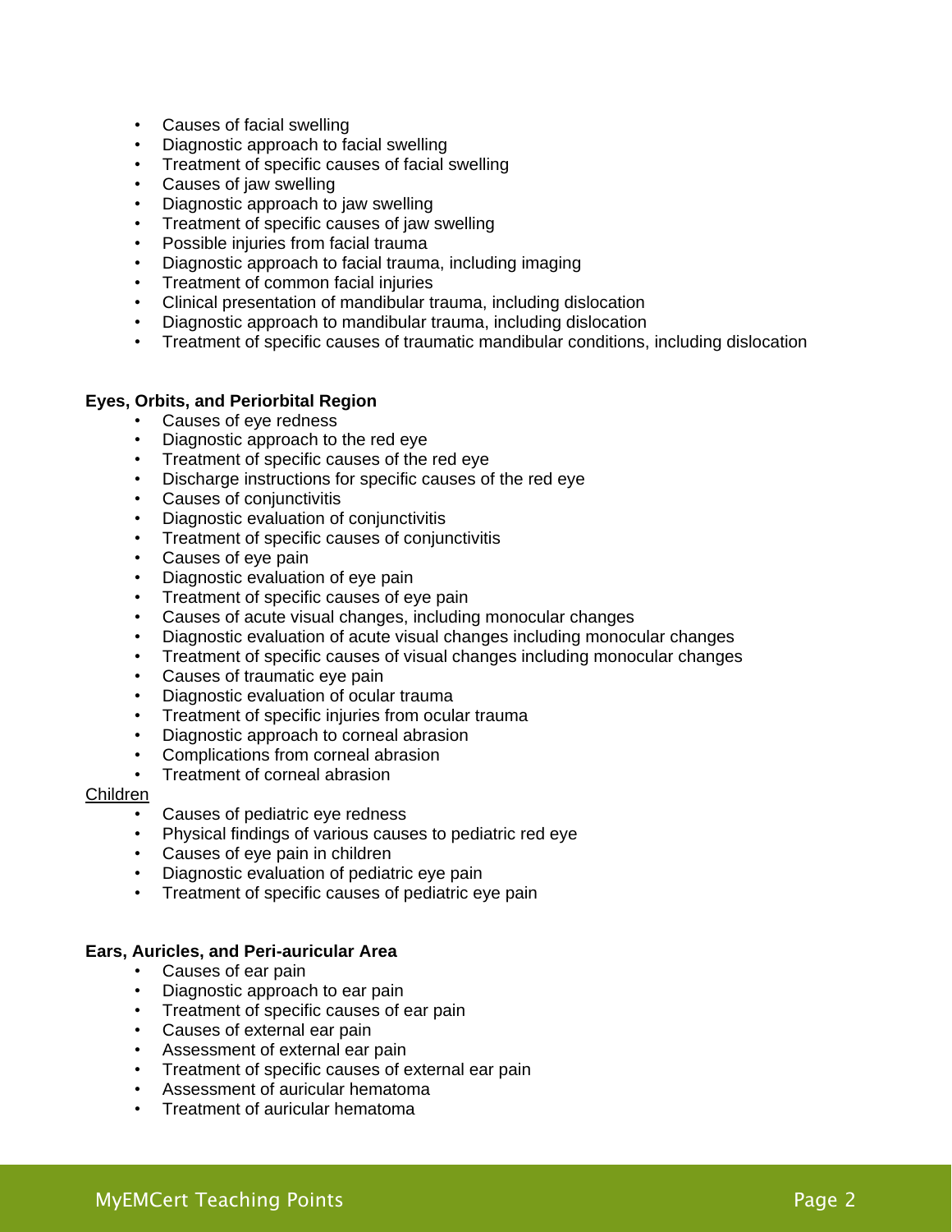- Causes of facial swelling
- Diagnostic approach to facial swelling
- Treatment of specific causes of facial swelling
- Causes of jaw swelling
- Diagnostic approach to jaw swelling
- Treatment of specific causes of jaw swelling
- Possible injuries from facial trauma
- Diagnostic approach to facial trauma, including imaging
- Treatment of common facial injuries
- Clinical presentation of mandibular trauma, including dislocation
- Diagnostic approach to mandibular trauma, including dislocation
- Treatment of specific causes of traumatic mandibular conditions, including dislocation

**Eyes, Orbits, and Periorbital Region**

- Causes of eye redness
- Diagnostic approach to the red eye
- Treatment of specific causes of the red eye
- Discharge instructions for specific causes of the red eye
- Causes of conjunctivitis
- Diagnostic evaluation of conjunctivitis
- Treatment of specific causes of conjunctivitis
- Causes of eye pain
- Diagnostic evaluation of eye pain
- Treatment of specific causes of eye pain
- Causes of acute visual changes, including monocular changes
- Diagnostic evaluation of acute visual changes including monocular changes
- Treatment of specific causes of visual changes including monocular changes
- Causes of traumatic eye pain
- Diagnostic evaluation of ocular trauma
- Treatment of specific injuries from ocular trauma
- Diagnostic approach to corneal abrasion
- Complications from corneal abrasion
- Treatment of corneal abrasion

<u>Children</u>

- Causes of pediatric eye redness
- Physical findings of various causes to pediatric red eye
- Causes of eye pain in children
- Diagnostic evaluation of pediatric eye pain
- Treatment of specific causes of pediatric eye pain

**Ears, Auricles, and Peri-auricular Area**

- Causes of ear pain
- Diagnostic approach to ear pain
- Treatment of specific causes of ear pain
- Causes of external ear pain
- Assessment of external ear pain
- Treatment of specific causes of external ear pain
- Assessment of auricular hematoma
- Treatment of auricular hematoma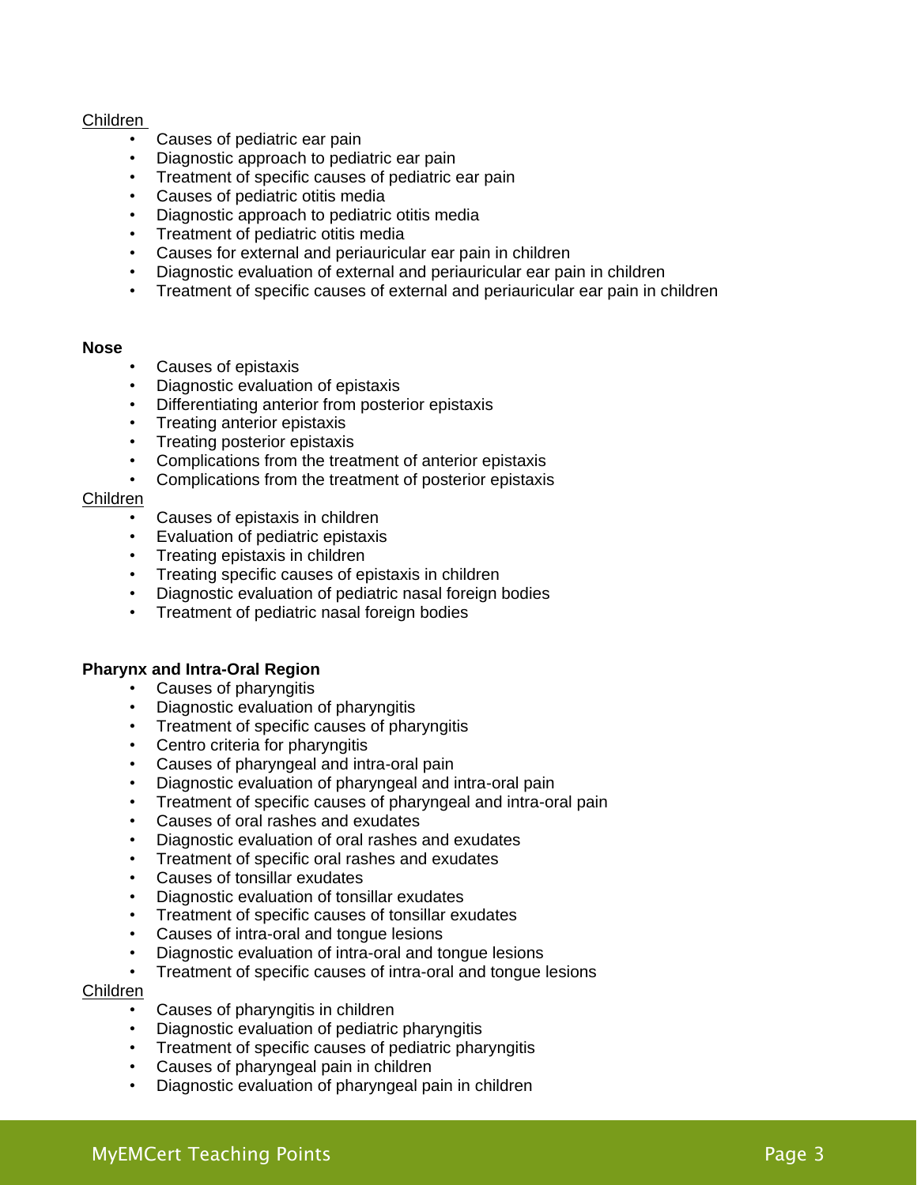Children

- Causes of pediatric ear pain
- Diagnostic approach to pediatric ear pain
- Treatment of specific causes of pediatric ear pain
- Causes of pediatric otitis media
- Diagnostic approach to pediatric otitis media
- Treatment of pediatric otitis media
- Causes for external and periauricular ear pain in children
- Diagnostic evaluation of external and periauricular ear pain in children
- Treatment of specific causes of external and periauricular ear pain in children

**Nose**

- Causes of epistaxis
- Diagnostic evaluation of epistaxis
- Differentiating anterior from posterior epistaxis
- Treating anterior epistaxis
- Treating posterior epistaxis
- Complications from the treatment of anterior epistaxis
- Complications from the treatment of posterior epistaxis

Children

- Causes of epistaxis in children
- Evaluation of pediatric epistaxis
- Treating epistaxis in children
- Treating specific causes of epistaxis in children
- Diagnostic evaluation of pediatric nasal foreign bodies
- Treatment of pediatric nasal foreign bodies

**Pharynx and Intra-Oral Region**

- Causes of pharyngitis
- Diagnostic evaluation of pharyngitis
- Treatment of specific causes of pharyngitis
- Centro criteria for pharyngitis
- Causes of pharyngeal and intra-oral pain
- Diagnostic evaluation of pharyngeal and intra-oral pain
- Treatment of specific causes of pharyngeal and intra-oral pain
- Causes of oral rashes and exudates
- Diagnostic evaluation of oral rashes and exudates
- Treatment of specific oral rashes and exudates
- Causes of tonsillar exudates
- Diagnostic evaluation of tonsillar exudates
- Treatment of specific causes of tonsillar exudates
- Causes of intra-oral and tongue lesions
- Diagnostic evaluation of intra-oral and tongue lesions
- Treatment of specific causes of intra-oral and tongue lesions

Children

- Causes of pharyngitis in children
- Diagnostic evaluation of pediatric pharyngitis
- Treatment of specific causes of pediatric pharyngitis
- Causes of pharyngeal pain in children
- Diagnostic evaluation of pharyngeal pain in children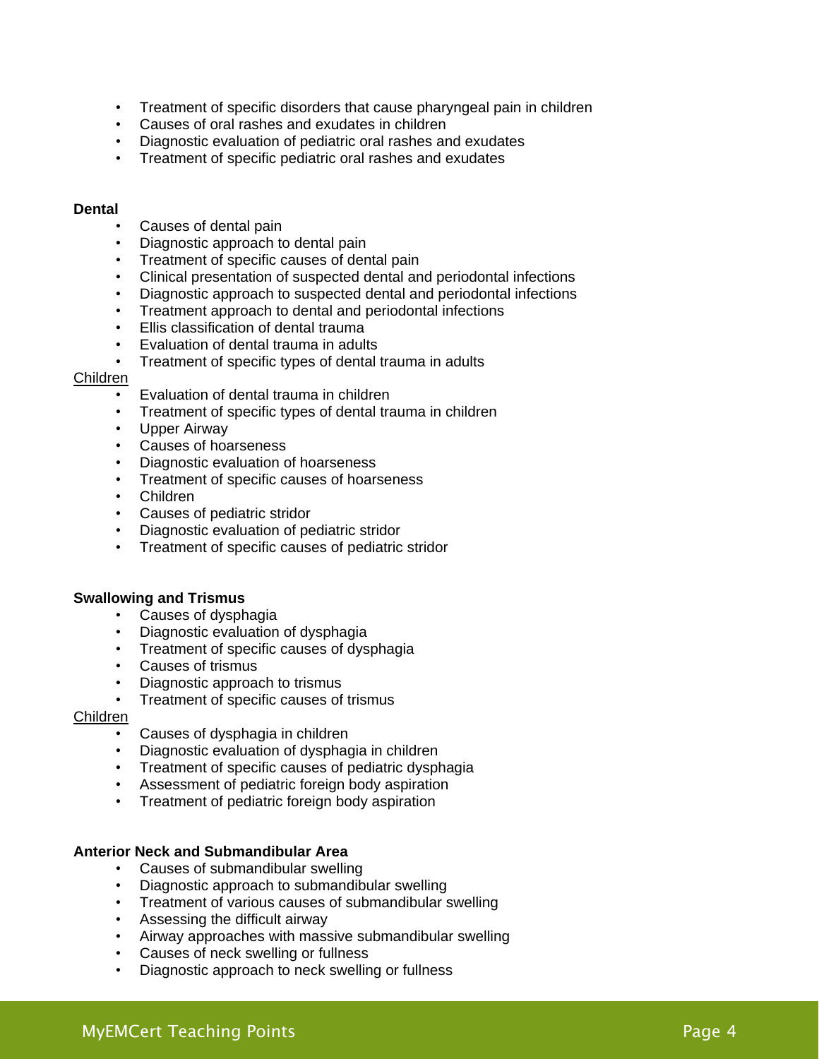- Treatment of specific disorders that cause pharyngeal pain in children
- Causes of oral rashes and exudates in children
- Diagnostic evaluation of pediatric oral rashes and exudates
- Treatment of specific pediatric oral rashes and exudates

**Dental**

- Causes of dental pain
- Diagnostic approach to dental pain
- Treatment of specific causes of dental pain
- Clinical presentation of suspected dental and periodontal infections
- Diagnostic approach to suspected dental and periodontal infections
- Treatment approach to dental and periodontal infections
- Ellis classification of dental trauma
- Evaluation of dental trauma in adults
- Treatment of specific types of dental trauma in adults

Children

- Evaluation of dental trauma in children
- Treatment of specific types of dental trauma in children
- Upper Airway
- Causes of hoarseness
- Diagnostic evaluation of hoarseness
- Treatment of specific causes of hoarseness
- Children
- Causes of pediatric stridor
- Diagnostic evaluation of pediatric stridor
- Treatment of specific causes of pediatric stridor

**Swallowing and Trismus**

- Causes of dysphagia
- Diagnostic evaluation of dysphagia
- Treatment of specific causes of dysphagia
- Causes of trismus
- Diagnostic approach to trismus
- Treatment of specific causes of trismus

Children

- Causes of dysphagia in children
- Diagnostic evaluation of dysphagia in children
- Treatment of specific causes of pediatric dysphagia
- Assessment of pediatric foreign body aspiration
- Treatment of pediatric foreign body aspiration

**Anterior Neck and Submandibular Area**

- Causes of submandibular swelling
- Diagnostic approach to submandibular swelling
- Treatment of various causes of submandibular swelling
- Assessing the difficult airway
- Airway approaches with massive submandibular swelling
- Causes of neck swelling or fullness
- Diagnostic approach to neck swelling or fullness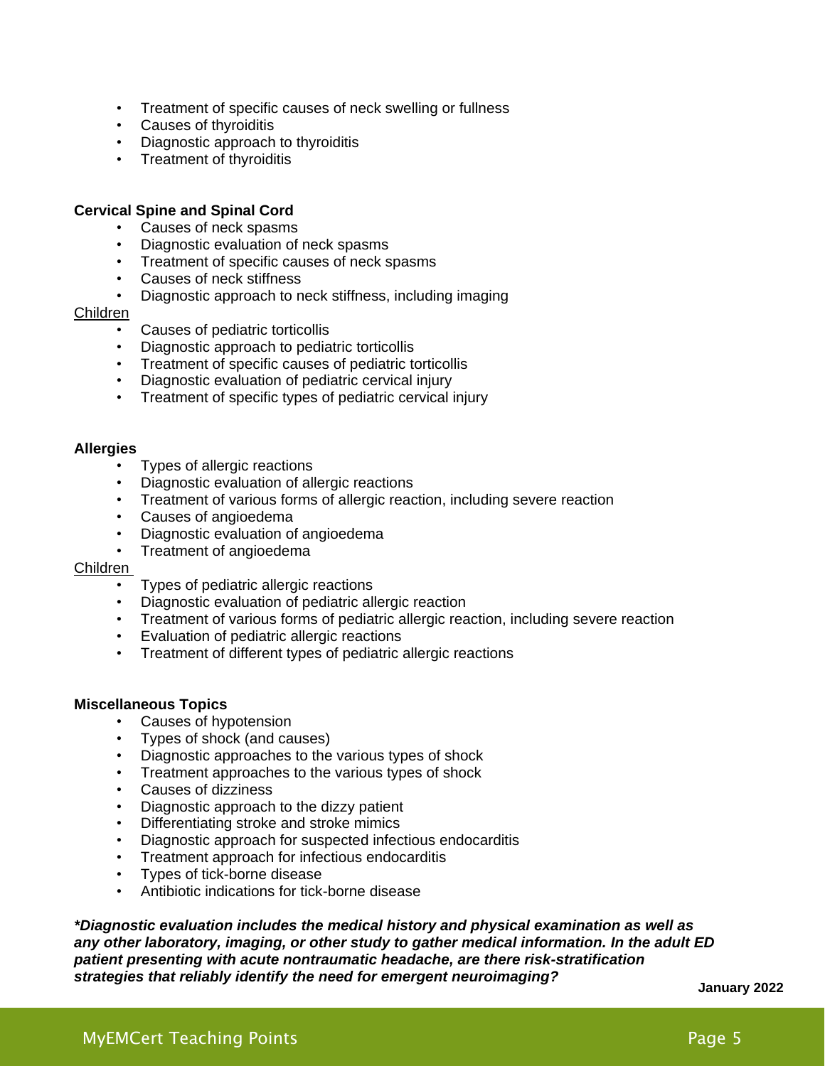- Treatment of specific causes of neck swelling or fullness
- Causes of thyroiditis
- Diagnostic approach to thyroiditis
- Treatment of thyroiditis

**Cervical Spine and Spinal Cord**

- Causes of neck spasms
- Diagnostic evaluation of neck spasms
- Treatment of specific causes of neck spasms
- Causes of neck stiffness
- Diagnostic approach to neck stiffness, including imaging

Children

- Causes of pediatric torticollis
- Diagnostic approach to pediatric torticollis
- Treatment of specific causes of pediatric torticollis
- Diagnostic evaluation of pediatric cervical injury
- Treatment of specific types of pediatric cervical injury

**Allergies**

- Types of allergic reactions
- Diagnostic evaluation of allergic reactions
- Treatment of various forms of allergic reaction, including severe reaction
- Causes of angioedema
- Diagnostic evaluation of angioedema
- Treatment of angioedema

Children

- Types of pediatric allergic reactions
- Diagnostic evaluation of pediatric allergic reaction
- Treatment of various forms of pediatric allergic reaction, including severe reaction
- Evaluation of pediatric allergic reactions
- Treatment of different types of pediatric allergic reactions

**Miscellaneous Topics**

- Causes of hypotension
- Types of shock (and causes)
- Diagnostic approaches to the various types of shock
- Treatment approaches to the various types of shock
- Causes of dizziness
- Diagnostic approach to the dizzy patient
- Differentiating stroke and stroke mimics
- Diagnostic approach for suspected infectious endocarditis
- Treatment approach for infectious endocarditis
- Types of tick-borne disease
- Antibiotic indications for tick-borne disease

***Diagnostic evaluation includes the medical history and physical examination as well as any other laboratory, imaging, or other study to gather medical information. In the adult ED patient presenting with acute nontraumatic headache, are there risk-stratification strategies that reliably identify the need for emergent neuroimaging?***

**January 2022**